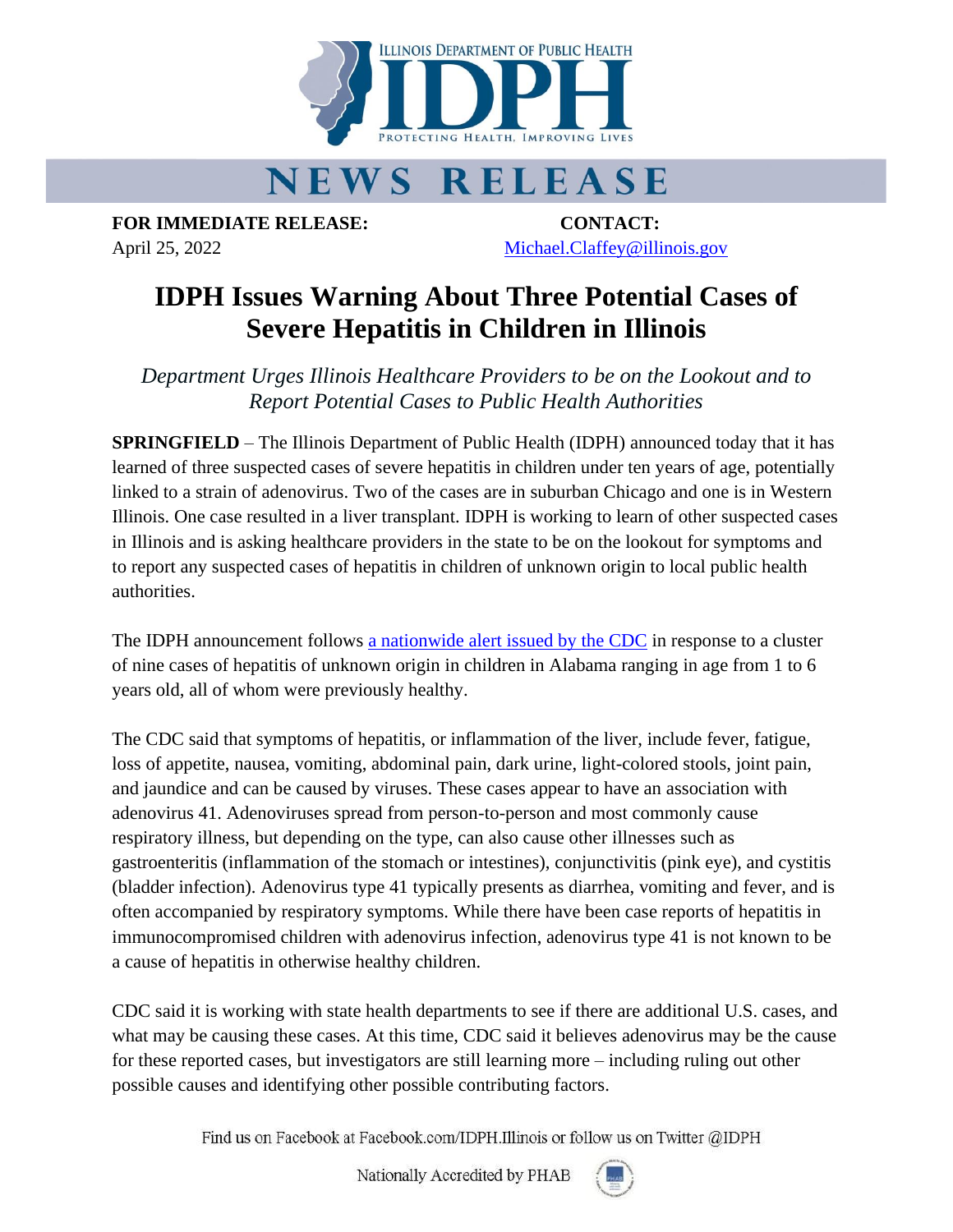ILLINOIS DEPARTMENT OF PUBLIC HEALTH

IDPH

PROTECTING HEALTH, IMPROVING LIVES

# NEWS RELEASE

**FOR IMMEDIATE RELEASE:**
April 25, 2022

**CONTACT:**
[Michael.Claffey@illinois.gov](mailto:Michael.Claffey@illinois.gov)

# IDPH Issues Warning About Three Potential Cases of Severe Hepatitis in Children in Illinois

*Department Urges Illinois Healthcare Providers to be on the Lookout and to Report Potential Cases to Public Health Authorities*

**SPRINGFIELD** – The Illinois Department of Public Health (IDPH) announced today that it has learned of three suspected cases of severe hepatitis in children under ten years of age, potentially linked to a strain of adenovirus. Two of the cases are in suburban Chicago and one is in Western Illinois. One case resulted in a liver transplant. IDPH is working to learn of other suspected cases in Illinois and is asking healthcare providers in the state to be on the lookout for symptoms and to report any suspected cases of hepatitis in children of unknown origin to local public health authorities.

The IDPH announcement follows a nationwide alert issued by the CDC in response to a cluster of nine cases of hepatitis of unknown origin in children in Alabama ranging in age from 1 to 6 years old, all of whom were previously healthy.

The CDC said that symptoms of hepatitis, or inflammation of the liver, include fever, fatigue, loss of appetite, nausea, vomiting, abdominal pain, dark urine, light-colored stools, joint pain, and jaundice and can be caused by viruses. These cases appear to have an association with adenovirus 41. Adenoviruses spread from person-to-person and most commonly cause respiratory illness, but depending on the type, can also cause other illnesses such as gastroenteritis (inflammation of the stomach or intestines), conjunctivitis (pink eye), and cystitis (bladder infection). Adenovirus type 41 typically presents as diarrhea, vomiting and fever, and is often accompanied by respiratory symptoms. While there have been case reports of hepatitis in immunocompromised children with adenovirus infection, adenovirus type 41 is not known to be a cause of hepatitis in otherwise healthy children.

CDC said it is working with state health departments to see if there are additional U.S. cases, and what may be causing these cases. At this time, CDC said it believes adenovirus may be the cause for these reported cases, but investigators are still learning more – including ruling out other possible causes and identifying other possible contributing factors.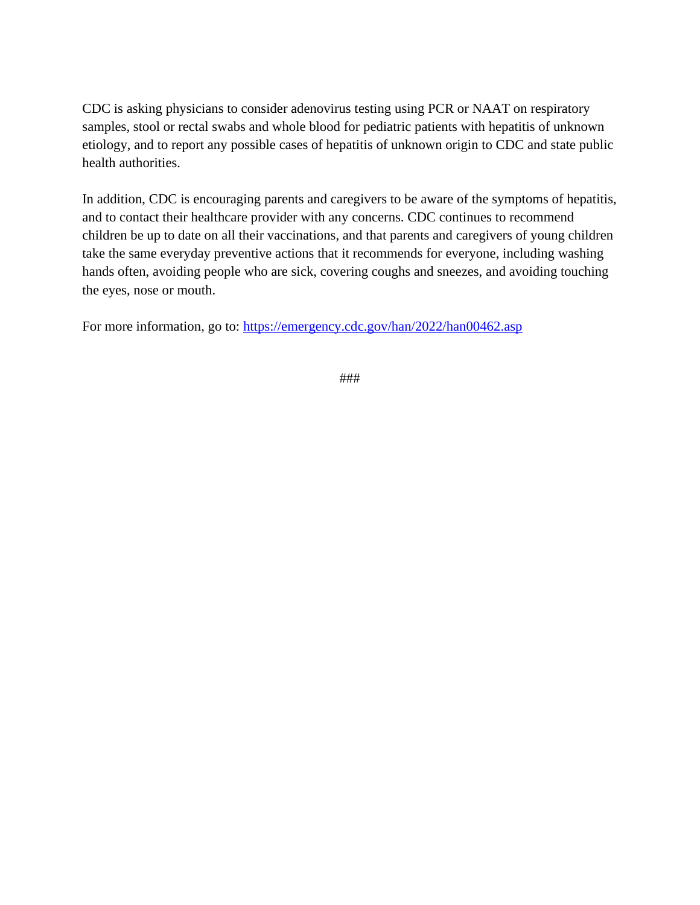CDC is asking physicians to consider adenovirus testing using PCR or NAAT on respiratory samples, stool or rectal swabs and whole blood for pediatric patients with hepatitis of unknown etiology, and to report any possible cases of hepatitis of unknown origin to CDC and state public health authorities.

In addition, CDC is encouraging parents and caregivers to be aware of the symptoms of hepatitis, and to contact their healthcare provider with any concerns. CDC continues to recommend children be up to date on all their vaccinations, and that parents and caregivers of young children take the same everyday preventive actions that it recommends for everyone, including washing hands often, avoiding people who are sick, covering coughs and sneezes, and avoiding touching the eyes, nose or mouth.

For more information, go to: [https://emergency.cdc.gov/han/2022/han00462.asp](https://emergency.cdc.gov/han/2022/han00462.asp)

###